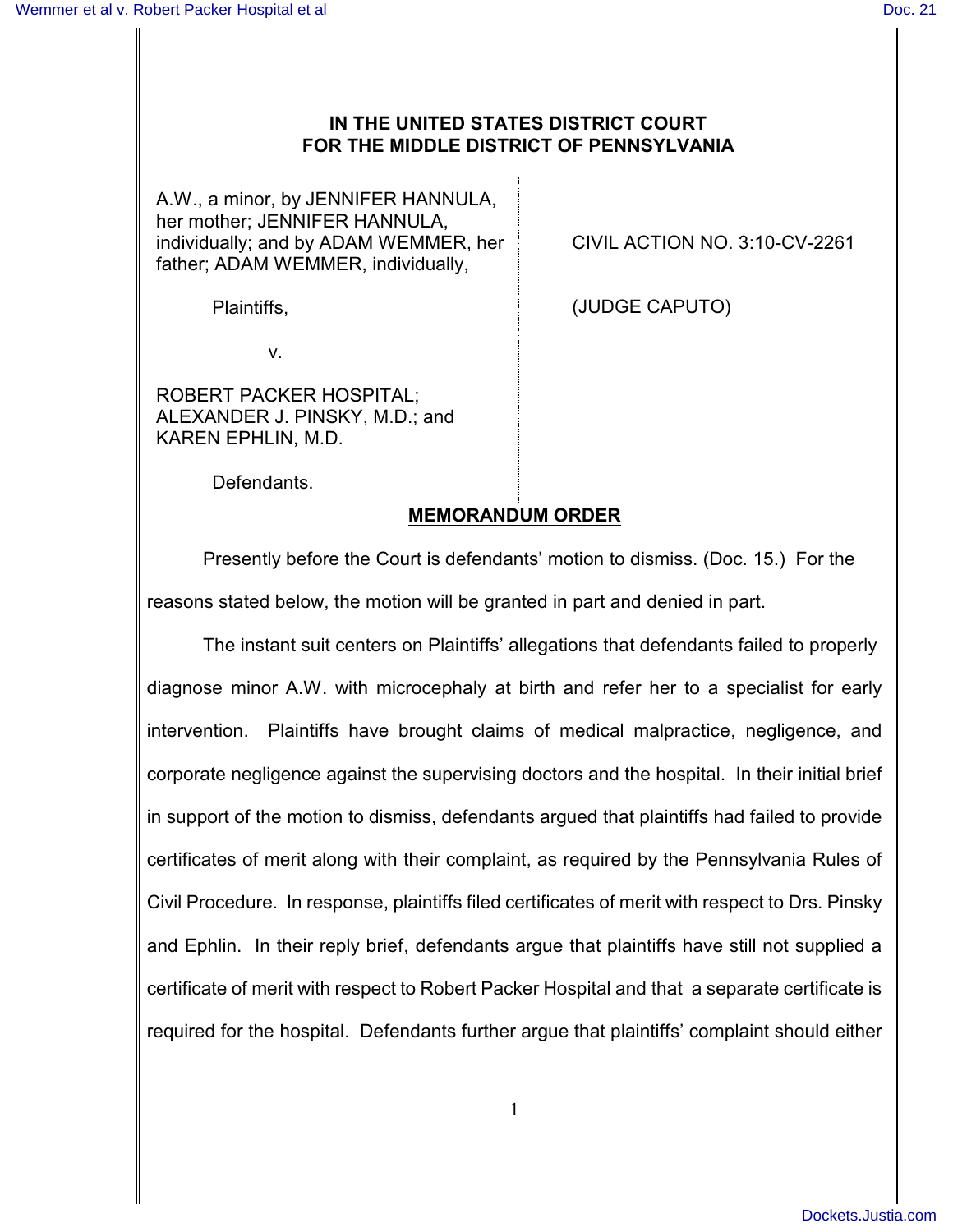**IN THE UNITED STATES DISTRICT COURT**
**FOR THE MIDDLE DISTRICT OF PENNSYLVANIA**

A.W., a minor, by JENNIFER HANNULA, her mother; JENNIFER HANNULA, individually; and by ADAM WEMMER, her father; ADAM WEMMER, individually,

Plaintiffs,

v.

ROBERT PACKER HOSPITAL; ALEXANDER J. PINSKY, M.D.; and KAREN EPHLIN, M.D.

Defendants.

CIVIL ACTION NO. 3:10-CV-2261

(JUDGE CAPUTO)

## MEMORANDUM ORDER

Presently before the Court is defendants' motion to dismiss. (Doc. 15.) For the reasons stated below, the motion will be granted in part and denied in part.

The instant suit centers on Plaintiffs' allegations that defendants failed to properly diagnose minor A.W. with microcephaly at birth and refer her to a specialist for early intervention. Plaintiffs have brought claims of medical malpractice, negligence, and corporate negligence against the supervising doctors and the hospital. In their initial brief in support of the motion to dismiss, defendants argued that plaintiffs had failed to provide certificates of merit along with their complaint, as required by the Pennsylvania Rules of Civil Procedure. In response, plaintiffs filed certificates of merit with respect to Drs. Pinsky and Ephlin. In their reply brief, defendants argue that plaintiffs have still not supplied a certificate of merit with respect to Robert Packer Hospital and that a separate certificate is required for the hospital. Defendants further argue that plaintiffs' complaint should either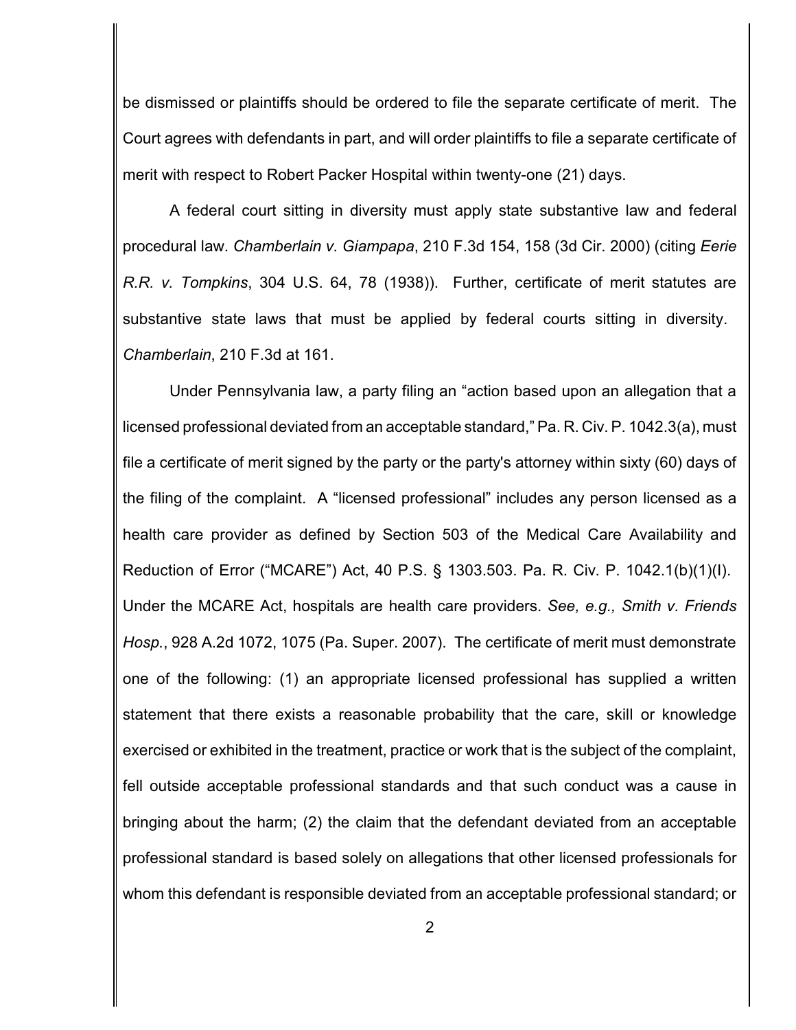be dismissed or plaintiffs should be ordered to file the separate certificate of merit. The Court agrees with defendants in part, and will order plaintiffs to file a separate certificate of merit with respect to Robert Packer Hospital within twenty-one (21) days.

A federal court sitting in diversity must apply state substantive law and federal procedural law. *Chamberlain v. Giampapa*, 210 F.3d 154, 158 (3d Cir. 2000) (citing *Eerie R.R. v. Tompkins*, 304 U.S. 64, 78 (1938)). Further, certificate of merit statutes are substantive state laws that must be applied by federal courts sitting in diversity. *Chamberlain*, 210 F.3d at 161.

Under Pennsylvania law, a party filing an "action based upon an allegation that a licensed professional deviated from an acceptable standard," Pa. R. Civ. P. 1042.3(a), must file a certificate of merit signed by the party or the party's attorney within sixty (60) days of the filing of the complaint. A "licensed professional" includes any person licensed as a health care provider as defined by Section 503 of the Medical Care Availability and Reduction of Error ("MCARE") Act, 40 P.S. § 1303.503. Pa. R. Civ. P. 1042.1(b)(1)(I). Under the MCARE Act, hospitals are health care providers. *See, e.g., Smith v. Friends Hosp.*, 928 A.2d 1072, 1075 (Pa. Super. 2007). The certificate of merit must demonstrate one of the following: (1) an appropriate licensed professional has supplied a written statement that there exists a reasonable probability that the care, skill or knowledge exercised or exhibited in the treatment, practice or work that is the subject of the complaint, fell outside acceptable professional standards and that such conduct was a cause in bringing about the harm; (2) the claim that the defendant deviated from an acceptable professional standard is based solely on allegations that other licensed professionals for whom this defendant is responsible deviated from an acceptable professional standard; or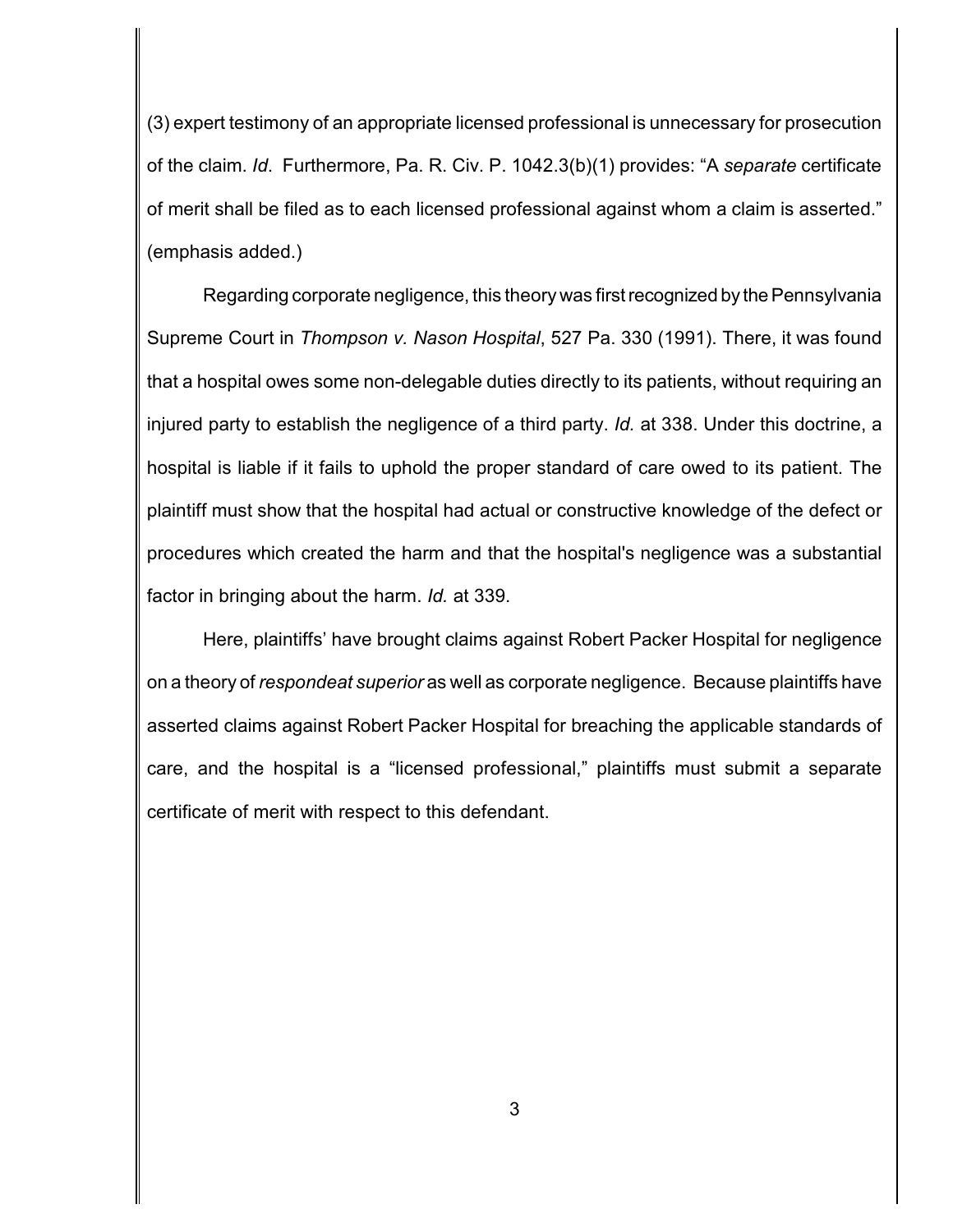(3) expert testimony of an appropriate licensed professional is unnecessary for prosecution of the claim. *Id*. Furthermore, Pa. R. Civ. P. 1042.3(b)(1) provides: "A *separate* certificate of merit shall be filed as to each licensed professional against whom a claim is asserted." (emphasis added.)

Regarding corporate negligence, this theory was first recognized by the Pennsylvania Supreme Court in *Thompson v. Nason Hospital*, 527 Pa. 330 (1991). There, it was found that a hospital owes some non-delegable duties directly to its patients, without requiring an injured party to establish the negligence of a third party. *Id.* at 338. Under this doctrine, a hospital is liable if it fails to uphold the proper standard of care owed to its patient. The plaintiff must show that the hospital had actual or constructive knowledge of the defect or procedures which created the harm and that the hospital's negligence was a substantial factor in bringing about the harm. *Id.* at 339.

Here, plaintiffs' have brought claims against Robert Packer Hospital for negligence on a theory of *respondeat superior* as well as corporate negligence. Because plaintiffs have asserted claims against Robert Packer Hospital for breaching the applicable standards of care, and the hospital is a "licensed professional," plaintiffs must submit a separate certificate of merit with respect to this defendant.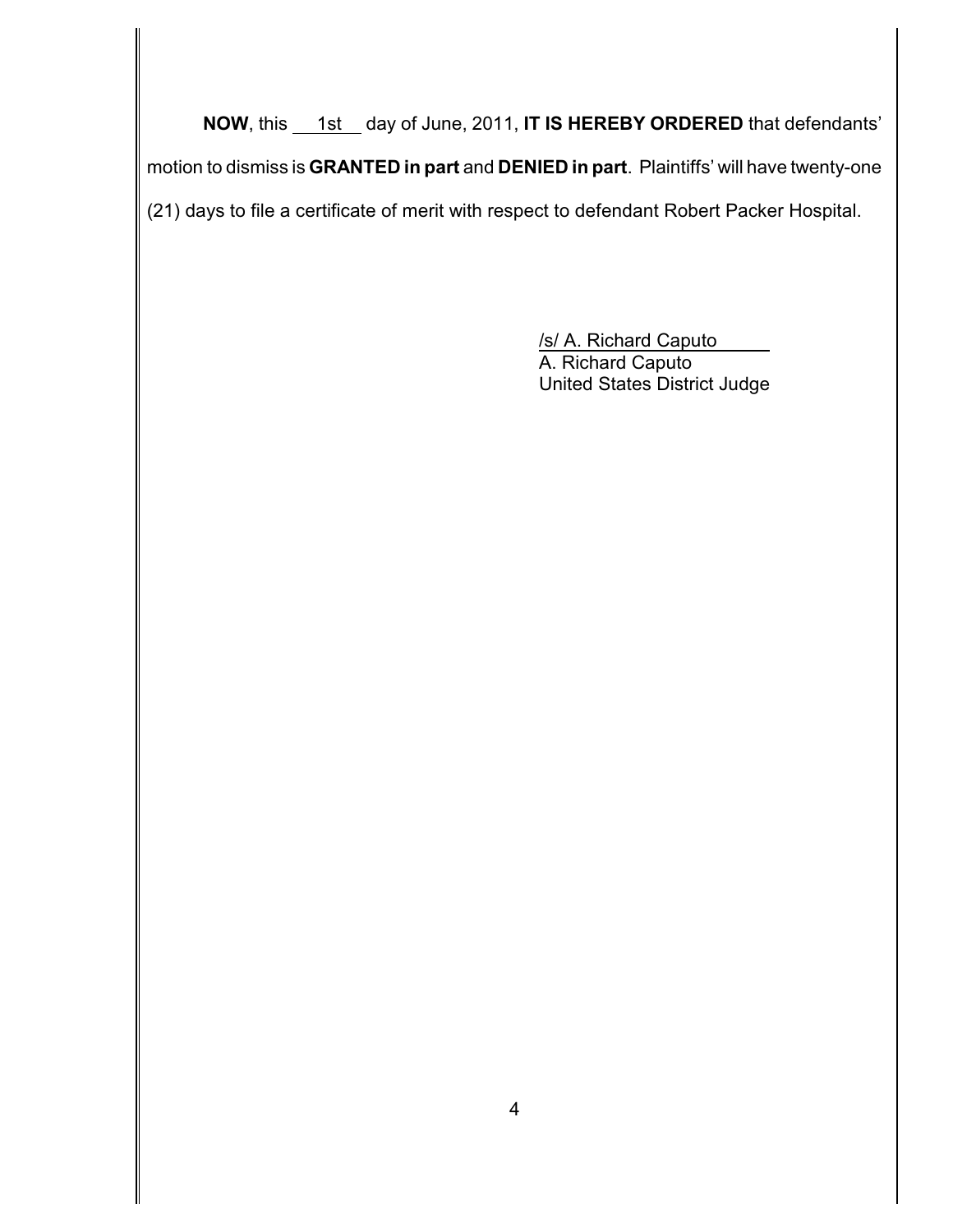**NOW**, this 1st day of June, 2011, **IT IS HEREBY ORDERED** that defendants' motion to dismiss is **GRANTED in part** and **DENIED in part**. Plaintiffs' will have twenty-one (21) days to file a certificate of merit with respect to defendant Robert Packer Hospital.

/s/ A. Richard Caputo
A. Richard Caputo
United States District Judge